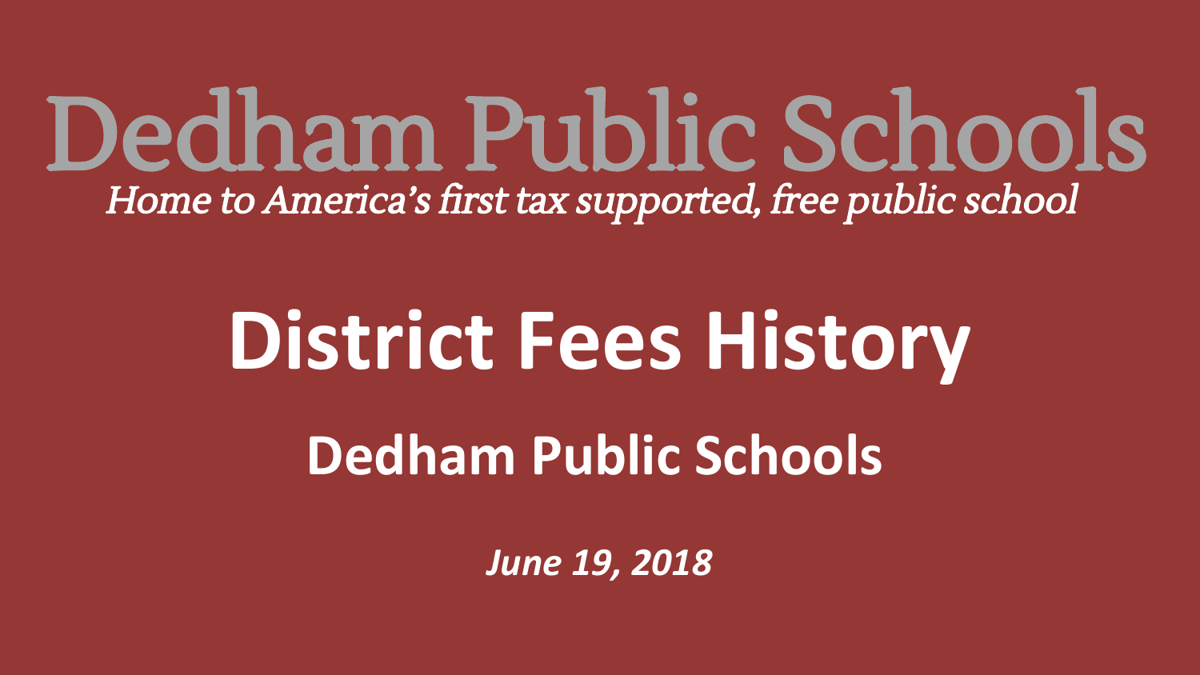# Dedham Public Schools

*Home to America's first tax supported, free public school*

# District Fees History

## Dedham Public Schools

***June 19, 2018***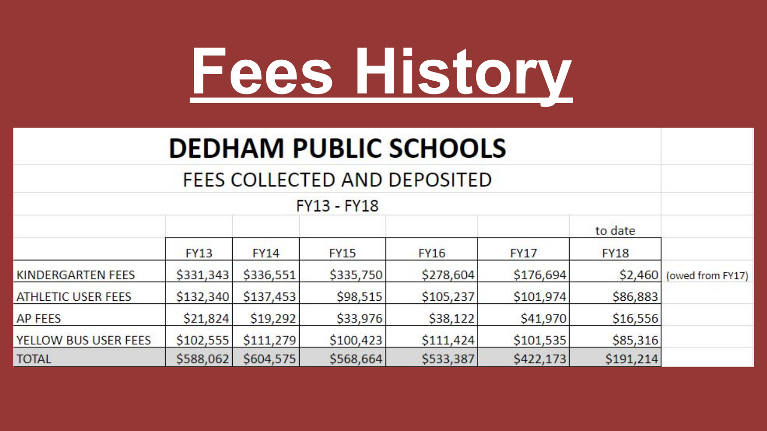# Fees History

## DEDHAM PUBLIC SCHOOLS

### FEES COLLECTED AND DEPOSITED

FY13 - FY18

| | FY13 | FY14 | FY15 | FY16 | FY17 | to date FY18 | |
|---|---|---|---|---|---|---|---|
| KINDERGARTEN FEES | $331,343 | $336,551 | $335,750 | $278,604 | $176,694 | $2,460 | (owed from FY17) |
| ATHLETIC USER FEES | $132,340 | $137,453 | $98,515 | $105,237 | $101,974 | $86,883 | |
| AP FEES | $21,824 | $19,292 | $33,976 | $38,122 | $41,970 | $16,556 | |
| YELLOW BUS USER FEES | $102,555 | $111,279 | $100,423 | $111,424 | $101,535 | $85,316 | |
| TOTAL | $588,062 | $604,575 | $568,664 | $533,387 | $422,173 | $191,214 | |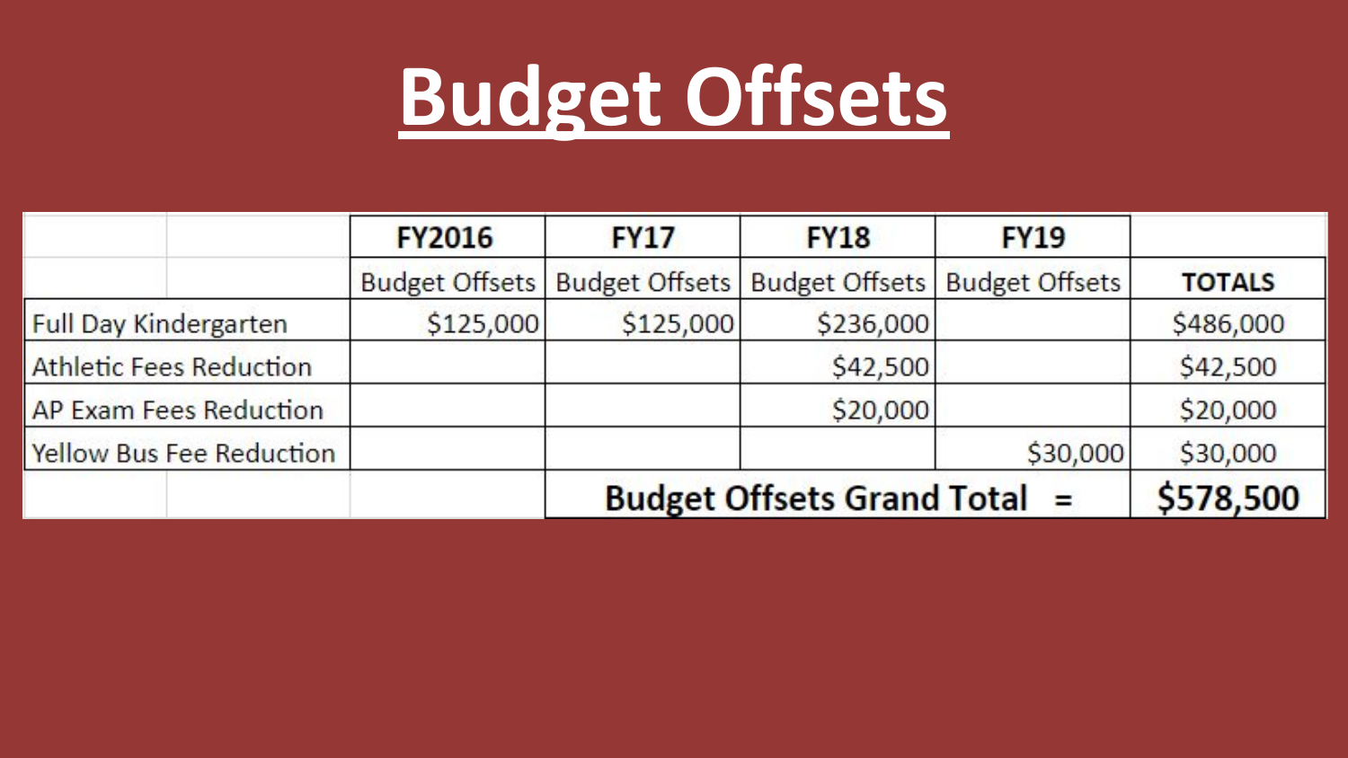# Budget Offsets

| | FY2016 | FY17 | FY18 | FY19 | |
|---|---|---|---|---|---|
| | Budget Offsets | Budget Offsets | Budget Offsets | Budget Offsets | **TOTALS** |
| Full Day Kindergarten | $125,000 | $125,000 | $236,000 | | $486,000 |
| Athletic Fees Reduction | | | $42,500 | | $42,500 |
| AP Exam Fees Reduction | | | $20,000 | | $20,000 |
| Yellow Bus Fee Reduction | | | | $30,000 | $30,000 |
| | | **Budget Offsets Grand Total =** | | | **$578,500** |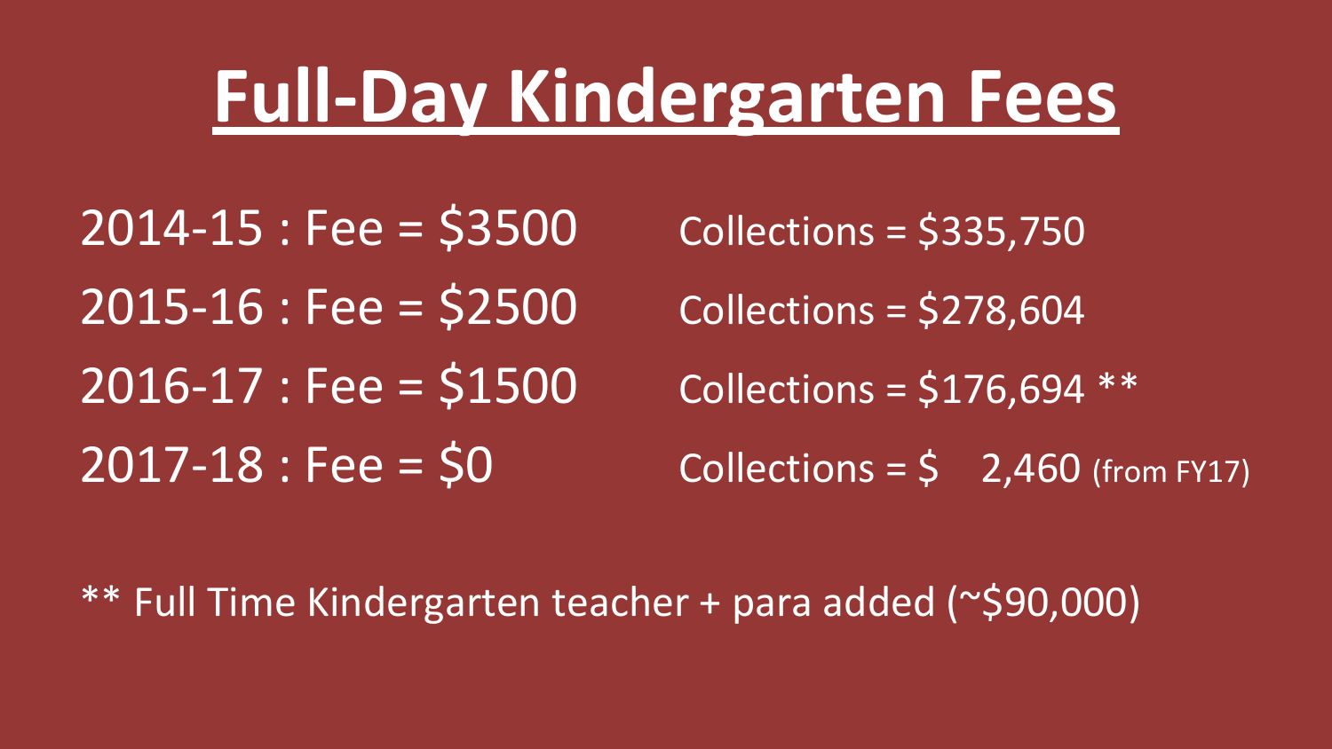# Full-Day Kindergarten Fees

| | |
|---|---|
| 2014-15 : Fee = $3500 | Collections = $335,750 |
| 2015-16 : Fee = $2500 | Collections = $278,604 |
| 2016-17 : Fee = $1500 | Collections = $176,694 ** |
| 2017-18 : Fee = $0 | Collections = $ 2,460 (from FY17) |

** Full Time Kindergarten teacher + para added (~$90,000)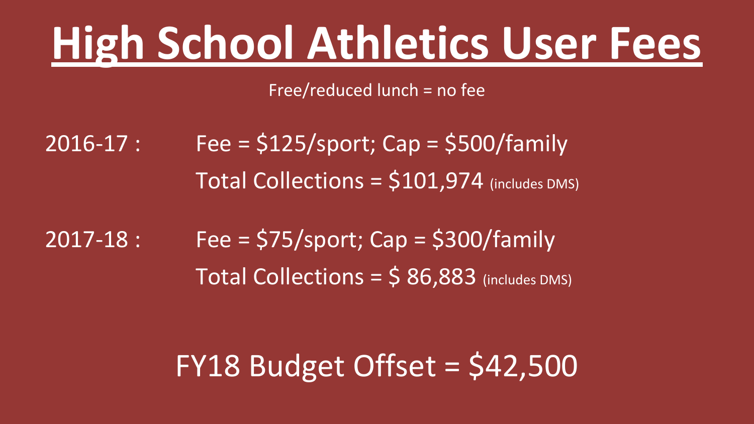# High School Athletics User Fees

Free/reduced lunch = no fee

2016-17 : Fee = $125/sport; Cap = $500/family

Total Collections = $101,974 (includes DMS)

2017-18 : Fee = $75/sport; Cap = $300/family

Total Collections = $ 86,883 (includes DMS)

FY18 Budget Offset = $42,500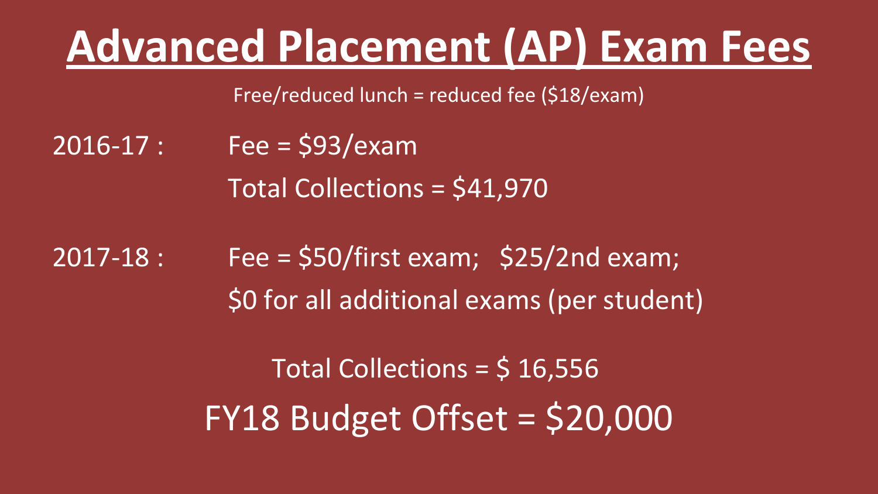# Advanced Placement (AP) Exam Fees

Free/reduced lunch = reduced fee ($18/exam)

2016-17 : Fee = $93/exam

Total Collections = $41,970

2017-18 : Fee = $50/first exam; $25/2nd exam;

$0 for all additional exams (per student)

Total Collections = $ 16,556

FY18 Budget Offset = $20,000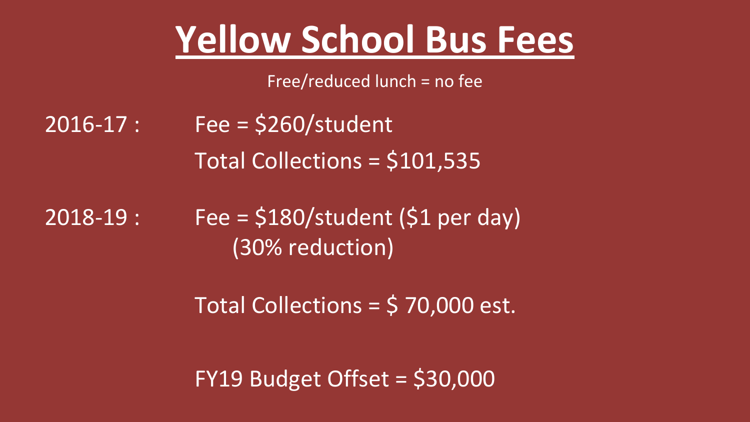# Yellow School Bus Fees

Free/reduced lunch = no fee

2016-17 : Fee = $260/student

Total Collections = $101,535

2018-19 : Fee = $180/student ($1 per day)
(30% reduction)

Total Collections = $ 70,000 est.

FY19 Budget Offset = $30,000